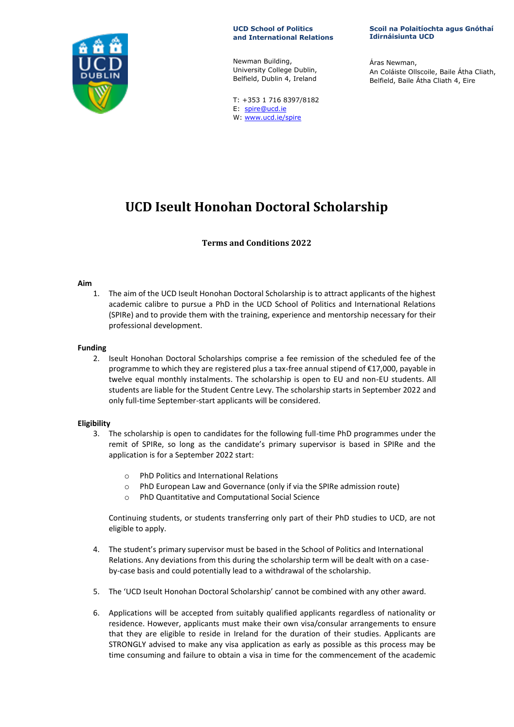**UCD School of Politics and International Relations**

Newman Building,
University College Dublin,
Belfield, Dublin 4, Ireland

T: +353 1 716 8397/8182
E: spire@ucd.ie
W: www.ucd.ie/spire

**Scoil na Polaitíochta agus Gnóthaí Idirnáisiunta UCD**

Áras Newman,
An Coláiste Ollscoile, Baile Átha Cliath,
Belfield, Baile Átha Cliath 4, Eire

# UCD Iseult Honohan Doctoral Scholarship

**Terms and Conditions 2022**

**Aim**

1. The aim of the UCD Iseult Honohan Doctoral Scholarship is to attract applicants of the highest academic calibre to pursue a PhD in the UCD School of Politics and International Relations (SPIRe) and to provide them with the training, experience and mentorship necessary for their professional development.

**Funding**

2. Iseult Honohan Doctoral Scholarships comprise a fee remission of the scheduled fee of the programme to which they are registered plus a tax-free annual stipend of €17,000, payable in twelve equal monthly instalments. The scholarship is open to EU and non-EU students. All students are liable for the Student Centre Levy. The scholarship starts in September 2022 and only full-time September-start applicants will be considered.

**Eligibility**

3. The scholarship is open to candidates for the following full-time PhD programmes under the remit of SPIRe, so long as the candidate's primary supervisor is based in SPIRe and the application is for a September 2022 start:

   - PhD Politics and International Relations
   - PhD European Law and Governance (only if via the SPIRe admission route)
   - PhD Quantitative and Computational Social Science

   Continuing students, or students transferring only part of their PhD studies to UCD, are not eligible to apply.

4. The student's primary supervisor must be based in the School of Politics and International Relations. Any deviations from this during the scholarship term will be dealt with on a case-by-case basis and could potentially lead to a withdrawal of the scholarship.

5. The 'UCD Iseult Honohan Doctoral Scholarship' cannot be combined with any other award.

6. Applications will be accepted from suitably qualified applicants regardless of nationality or residence. However, applicants must make their own visa/consular arrangements to ensure that they are eligible to reside in Ireland for the duration of their studies. Applicants are STRONGLY advised to make any visa application as early as possible as this process may be time consuming and failure to obtain a visa in time for the commencement of the academic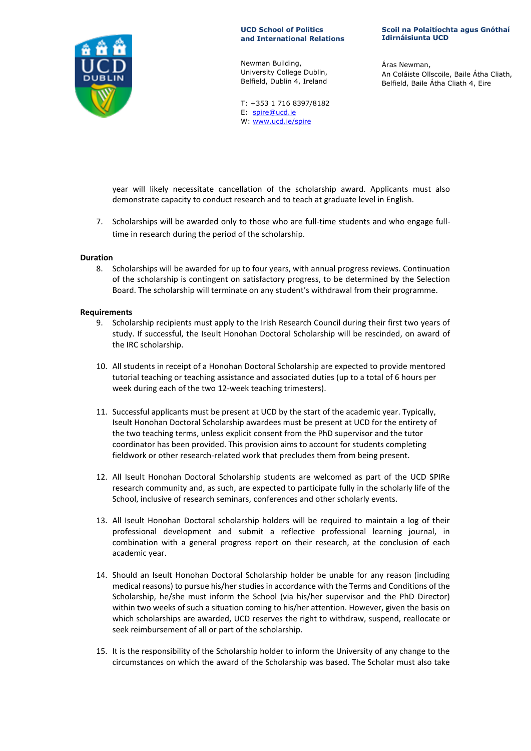year will likely necessitate cancellation of the scholarship award. Applicants must also demonstrate capacity to conduct research and to teach at graduate level in English.

7. Scholarships will be awarded only to those who are full-time students and who engage full-time in research during the period of the scholarship.

**Duration**

8. Scholarships will be awarded for up to four years, with annual progress reviews. Continuation of the scholarship is contingent on satisfactory progress, to be determined by the Selection Board. The scholarship will terminate on any student's withdrawal from their programme.

**Requirements**

9. Scholarship recipients must apply to the Irish Research Council during their first two years of study. If successful, the Iseult Honohan Doctoral Scholarship will be rescinded, on award of the IRC scholarship.

10. All students in receipt of a Honohan Doctoral Scholarship are expected to provide mentored tutorial teaching or teaching assistance and associated duties (up to a total of 6 hours per week during each of the two 12-week teaching trimesters).

11. Successful applicants must be present at UCD by the start of the academic year. Typically, Iseult Honohan Doctoral Scholarship awardees must be present at UCD for the entirety of the two teaching terms, unless explicit consent from the PhD supervisor and the tutor coordinator has been provided. This provision aims to account for students completing fieldwork or other research-related work that precludes them from being present.

12. All Iseult Honohan Doctoral Scholarship students are welcomed as part of the UCD SPIRe research community and, as such, are expected to participate fully in the scholarly life of the School, inclusive of research seminars, conferences and other scholarly events.

13. All Iseult Honohan Doctoral scholarship holders will be required to maintain a log of their professional development and submit a reflective professional learning journal, in combination with a general progress report on their research, at the conclusion of each academic year.

14. Should an Iseult Honohan Doctoral Scholarship holder be unable for any reason (including medical reasons) to pursue his/her studies in accordance with the Terms and Conditions of the Scholarship, he/she must inform the School (via his/her supervisor and the PhD Director) within two weeks of such a situation coming to his/her attention. However, given the basis on which scholarships are awarded, UCD reserves the right to withdraw, suspend, reallocate or seek reimbursement of all or part of the scholarship.

15. It is the responsibility of the Scholarship holder to inform the University of any change to the circumstances on which the award of the Scholarship was based. The Scholar must also take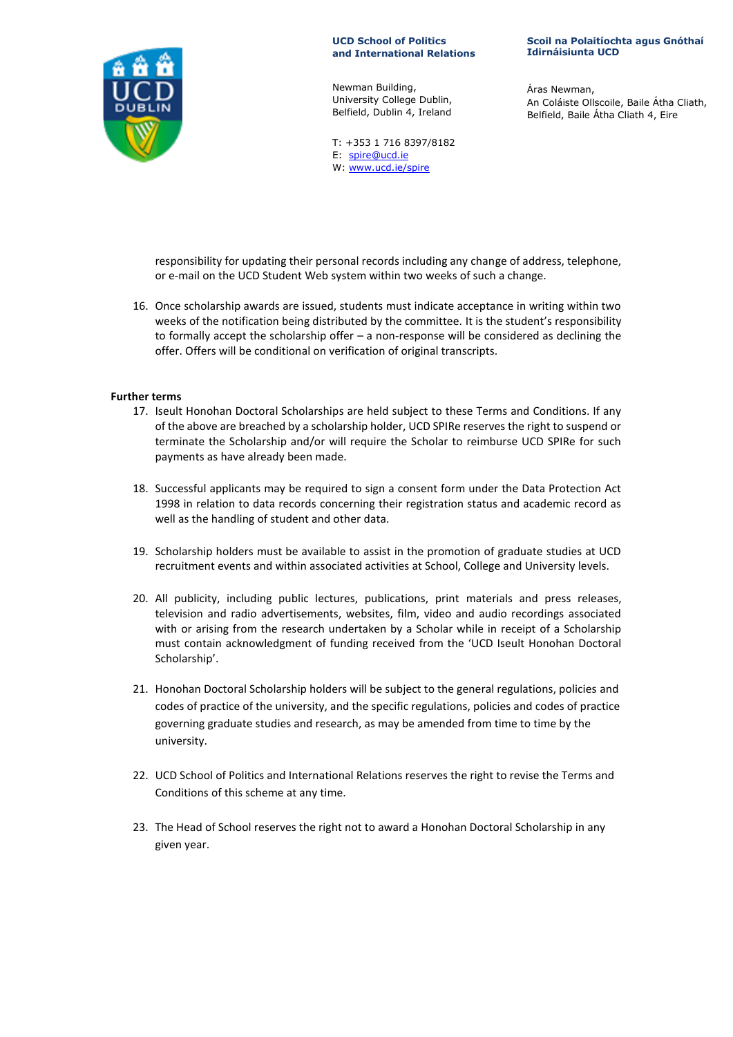**UCD School of Politics and International Relations**

Newman Building,
University College Dublin,
Belfield, Dublin 4, Ireland

T: +353 1 716 8397/8182
E: spire@ucd.ie
W: www.ucd.ie/spire

**Scoil na Polaitíochta agus Gnóthaí Idirnáisiunta UCD**

Áras Newman,
An Coláiste Ollscoile, Baile Átha Cliath,
Belfield, Baile Átha Cliath 4, Eire

responsibility for updating their personal records including any change of address, telephone, or e-mail on the UCD Student Web system within two weeks of such a change.

16. Once scholarship awards are issued, students must indicate acceptance in writing within two weeks of the notification being distributed by the committee. It is the student's responsibility to formally accept the scholarship offer – a non-response will be considered as declining the offer. Offers will be conditional on verification of original transcripts.

**Further terms**

17. Iseult Honohan Doctoral Scholarships are held subject to these Terms and Conditions. If any of the above are breached by a scholarship holder, UCD SPIRe reserves the right to suspend or terminate the Scholarship and/or will require the Scholar to reimburse UCD SPIRe for such payments as have already been made.

18. Successful applicants may be required to sign a consent form under the Data Protection Act 1998 in relation to data records concerning their registration status and academic record as well as the handling of student and other data.

19. Scholarship holders must be available to assist in the promotion of graduate studies at UCD recruitment events and within associated activities at School, College and University levels.

20. All publicity, including public lectures, publications, print materials and press releases, television and radio advertisements, websites, film, video and audio recordings associated with or arising from the research undertaken by a Scholar while in receipt of a Scholarship must contain acknowledgment of funding received from the 'UCD Iseult Honohan Doctoral Scholarship'.

21. Honohan Doctoral Scholarship holders will be subject to the general regulations, policies and codes of practice of the university, and the specific regulations, policies and codes of practice governing graduate studies and research, as may be amended from time to time by the university.

22. UCD School of Politics and International Relations reserves the right to revise the Terms and Conditions of this scheme at any time.

23. The Head of School reserves the right not to award a Honohan Doctoral Scholarship in any given year.